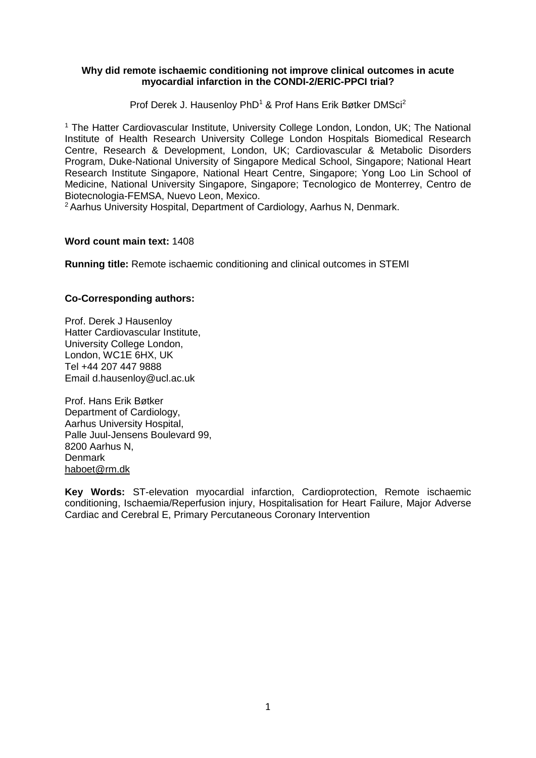**Why did remote ischaemic conditioning not improve clinical outcomes in acute myocardial infarction in the CONDI-2/ERIC-PPCI trial?**

Prof Derek J. Hausenloy PhD[1] & Prof Hans Erik Bøtker DMSci[2]

[1] The Hatter Cardiovascular Institute, University College London, London, UK; The National Institute of Health Research University College London Hospitals Biomedical Research Centre, Research & Development, London, UK; Cardiovascular & Metabolic Disorders Program, Duke-National University of Singapore Medical School, Singapore; National Heart Research Institute Singapore, National Heart Centre, Singapore; Yong Loo Lin School of Medicine, National University Singapore, Singapore; Tecnologico de Monterrey, Centro de Biotecnologia-FEMSA, Nuevo Leon, Mexico.

[2] Aarhus University Hospital, Department of Cardiology, Aarhus N, Denmark.

**Word count main text:** 1408

**Running title:** Remote ischaemic conditioning and clinical outcomes in STEMI

**Co-Corresponding authors:**

Prof. Derek J Hausenloy
Hatter Cardiovascular Institute,
University College London,
London, WC1E 6HX, UK
Tel +44 207 447 9888
Email d.hausenloy@ucl.ac.uk

Prof. Hans Erik Bøtker
Department of Cardiology,
Aarhus University Hospital,
Palle Juul-Jensens Boulevard 99,
8200 Aarhus N,
Denmark
haboet@rm.dk

**Key Words:** ST-elevation myocardial infarction, Cardioprotection, Remote ischaemic conditioning, Ischaemia/Reperfusion injury, Hospitalisation for Heart Failure, Major Adverse Cardiac and Cerebral E, Primary Percutaneous Coronary Intervention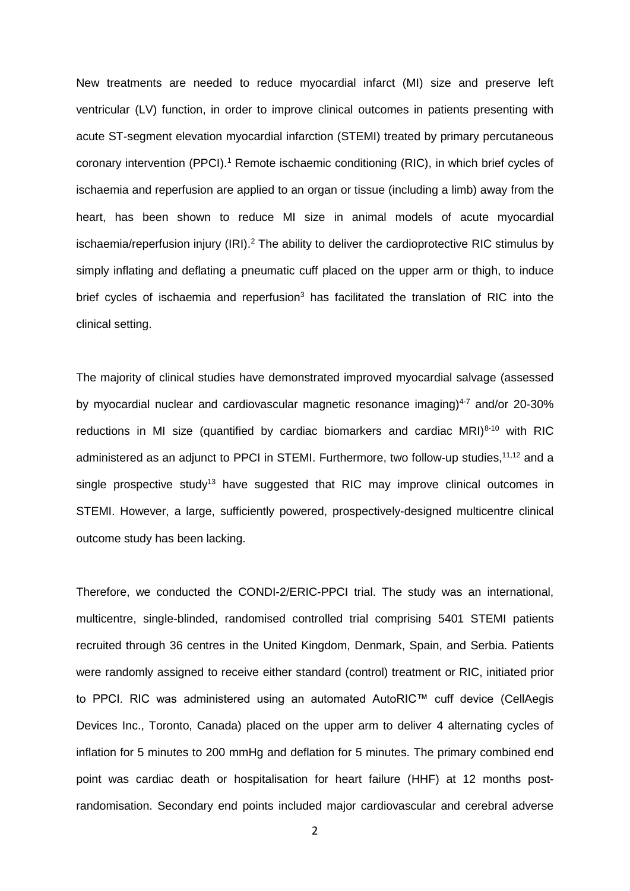New treatments are needed to reduce myocardial infarct (MI) size and preserve left ventricular (LV) function, in order to improve clinical outcomes in patients presenting with acute ST-segment elevation myocardial infarction (STEMI) treated by primary percutaneous coronary intervention (PPCI).[1] Remote ischaemic conditioning (RIC), in which brief cycles of ischaemia and reperfusion are applied to an organ or tissue (including a limb) away from the heart, has been shown to reduce MI size in animal models of acute myocardial ischaemia/reperfusion injury (IRI).[2] The ability to deliver the cardioprotective RIC stimulus by simply inflating and deflating a pneumatic cuff placed on the upper arm or thigh, to induce brief cycles of ischaemia and reperfusion[3] has facilitated the translation of RIC into the clinical setting.

The majority of clinical studies have demonstrated improved myocardial salvage (assessed by myocardial nuclear and cardiovascular magnetic resonance imaging)[4-7] and/or 20-30% reductions in MI size (quantified by cardiac biomarkers and cardiac MRI)[8-10] with RIC administered as an adjunct to PPCI in STEMI. Furthermore, two follow-up studies,[11,12] and a single prospective study[13] have suggested that RIC may improve clinical outcomes in STEMI. However, a large, sufficiently powered, prospectively-designed multicentre clinical outcome study has been lacking.

Therefore, we conducted the CONDI-2/ERIC-PPCI trial. The study was an international, multicentre, single-blinded, randomised controlled trial comprising 5401 STEMI patients recruited through 36 centres in the United Kingdom, Denmark, Spain, and Serbia. Patients were randomly assigned to receive either standard (control) treatment or RIC, initiated prior to PPCI. RIC was administered using an automated AutoRIC™ cuff device (CellAegis Devices Inc., Toronto, Canada) placed on the upper arm to deliver 4 alternating cycles of inflation for 5 minutes to 200 mmHg and deflation for 5 minutes. The primary combined end point was cardiac death or hospitalisation for heart failure (HHF) at 12 months post-randomisation. Secondary end points included major cardiovascular and cerebral adverse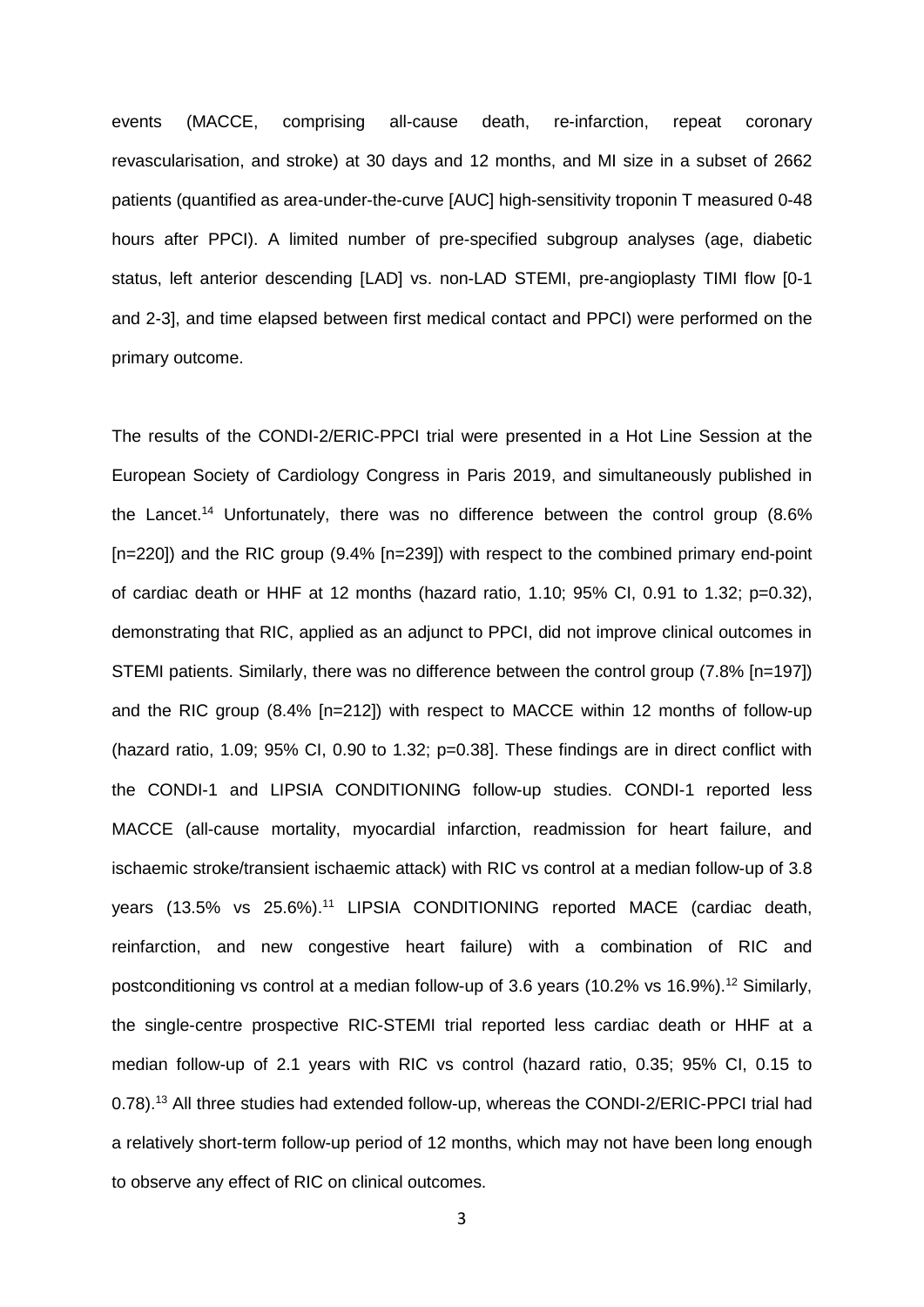events (MACCE, comprising all-cause death, re-infarction, repeat coronary revascularisation, and stroke) at 30 days and 12 months, and MI size in a subset of 2662 patients (quantified as area-under-the-curve [AUC] high-sensitivity troponin T measured 0-48 hours after PPCI). A limited number of pre-specified subgroup analyses (age, diabetic status, left anterior descending [LAD] vs. non-LAD STEMI, pre-angioplasty TIMI flow [0-1 and 2-3], and time elapsed between first medical contact and PPCI) were performed on the primary outcome.

The results of the CONDI-2/ERIC-PPCI trial were presented in a Hot Line Session at the European Society of Cardiology Congress in Paris 2019, and simultaneously published in the Lancet.[14] Unfortunately, there was no difference between the control group (8.6% [n=220]) and the RIC group (9.4% [n=239]) with respect to the combined primary end-point of cardiac death or HHF at 12 months (hazard ratio, 1.10; 95% CI, 0.91 to 1.32; p=0.32), demonstrating that RIC, applied as an adjunct to PPCI, did not improve clinical outcomes in STEMI patients. Similarly, there was no difference between the control group (7.8% [n=197]) and the RIC group (8.4% [n=212]) with respect to MACCE within 12 months of follow-up (hazard ratio, 1.09; 95% CI, 0.90 to 1.32; p=0.38]. These findings are in direct conflict with the CONDI-1 and LIPSIA CONDITIONING follow-up studies. CONDI-1 reported less MACCE (all-cause mortality, myocardial infarction, readmission for heart failure, and ischaemic stroke/transient ischaemic attack) with RIC vs control at a median follow-up of 3.8 years (13.5% vs 25.6%).[11] LIPSIA CONDITIONING reported MACE (cardiac death, reinfarction, and new congestive heart failure) with a combination of RIC and postconditioning vs control at a median follow-up of 3.6 years (10.2% vs 16.9%).[12] Similarly, the single-centre prospective RIC-STEMI trial reported less cardiac death or HHF at a median follow-up of 2.1 years with RIC vs control (hazard ratio, 0.35; 95% CI, 0.15 to 0.78).[13] All three studies had extended follow-up, whereas the CONDI-2/ERIC-PPCI trial had a relatively short-term follow-up period of 12 months, which may not have been long enough to observe any effect of RIC on clinical outcomes.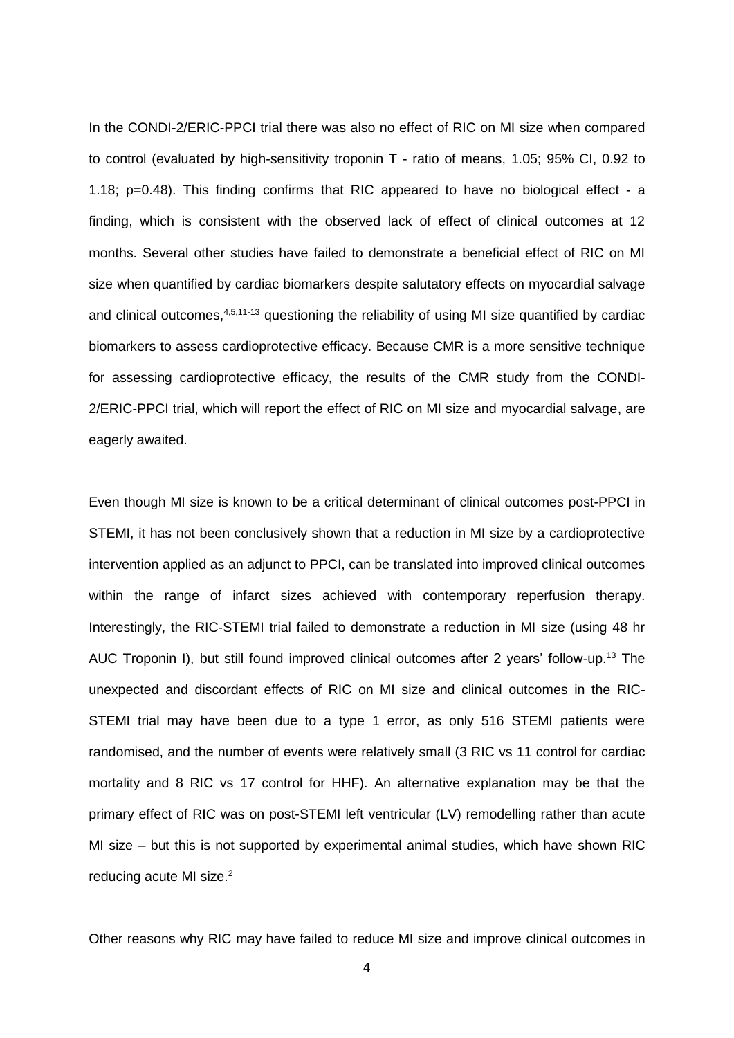In the CONDI-2/ERIC-PPCI trial there was also no effect of RIC on MI size when compared to control (evaluated by high-sensitivity troponin T - ratio of means, 1.05; 95% CI, 0.92 to 1.18; p=0.48). This finding confirms that RIC appeared to have no biological effect - a finding, which is consistent with the observed lack of effect of clinical outcomes at 12 months. Several other studies have failed to demonstrate a beneficial effect of RIC on MI size when quantified by cardiac biomarkers despite salutatory effects on myocardial salvage and clinical outcomes,[4,5,11-13] questioning the reliability of using MI size quantified by cardiac biomarkers to assess cardioprotective efficacy. Because CMR is a more sensitive technique for assessing cardioprotective efficacy, the results of the CMR study from the CONDI-2/ERIC-PPCI trial, which will report the effect of RIC on MI size and myocardial salvage, are eagerly awaited.

Even though MI size is known to be a critical determinant of clinical outcomes post-PPCI in STEMI, it has not been conclusively shown that a reduction in MI size by a cardioprotective intervention applied as an adjunct to PPCI, can be translated into improved clinical outcomes within the range of infarct sizes achieved with contemporary reperfusion therapy. Interestingly, the RIC-STEMI trial failed to demonstrate a reduction in MI size (using 48 hr AUC Troponin I), but still found improved clinical outcomes after 2 years' follow-up.[13] The unexpected and discordant effects of RIC on MI size and clinical outcomes in the RIC-STEMI trial may have been due to a type 1 error, as only 516 STEMI patients were randomised, and the number of events were relatively small (3 RIC vs 11 control for cardiac mortality and 8 RIC vs 17 control for HHF). An alternative explanation may be that the primary effect of RIC was on post-STEMI left ventricular (LV) remodelling rather than acute MI size – but this is not supported by experimental animal studies, which have shown RIC reducing acute MI size.[2]

Other reasons why RIC may have failed to reduce MI size and improve clinical outcomes in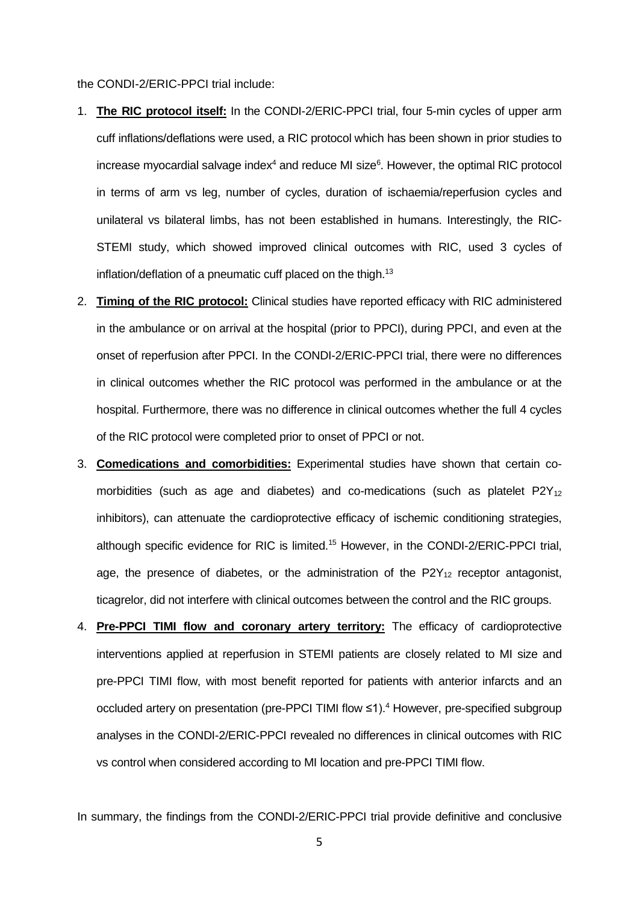the CONDI-2/ERIC-PPCI trial include:

1. **The RIC protocol itself:** In the CONDI-2/ERIC-PPCI trial, four 5-min cycles of upper arm cuff inflations/deflations were used, a RIC protocol which has been shown in prior studies to increase myocardial salvage index[4] and reduce MI size[6]. However, the optimal RIC protocol in terms of arm vs leg, number of cycles, duration of ischaemia/reperfusion cycles and unilateral vs bilateral limbs, has not been established in humans. Interestingly, the RIC-STEMI study, which showed improved clinical outcomes with RIC, used 3 cycles of inflation/deflation of a pneumatic cuff placed on the thigh.[13]
2. **Timing of the RIC protocol:** Clinical studies have reported efficacy with RIC administered in the ambulance or on arrival at the hospital (prior to PPCI), during PPCI, and even at the onset of reperfusion after PPCI. In the CONDI-2/ERIC-PPCI trial, there were no differences in clinical outcomes whether the RIC protocol was performed in the ambulance or at the hospital. Furthermore, there was no difference in clinical outcomes whether the full 4 cycles of the RIC protocol were completed prior to onset of PPCI or not.
3. **Comedications and comorbidities:** Experimental studies have shown that certain co-morbidities (such as age and diabetes) and co-medications (such as platelet $P2Y_{12}$ inhibitors), can attenuate the cardioprotective efficacy of ischemic conditioning strategies, although specific evidence for RIC is limited.[15] However, in the CONDI-2/ERIC-PPCI trial, age, the presence of diabetes, or the administration of the $P2Y_{12}$ receptor antagonist, ticagrelor, did not interfere with clinical outcomes between the control and the RIC groups.
4. **Pre-PPCI TIMI flow and coronary artery territory:** The efficacy of cardioprotective interventions applied at reperfusion in STEMI patients are closely related to MI size and pre-PPCI TIMI flow, with most benefit reported for patients with anterior infarcts and an occluded artery on presentation (pre-PPCI TIMI flow ≤1).[4] However, pre-specified subgroup analyses in the CONDI-2/ERIC-PPCI revealed no differences in clinical outcomes with RIC vs control when considered according to MI location and pre-PPCI TIMI flow.

In summary, the findings from the CONDI-2/ERIC-PPCI trial provide definitive and conclusive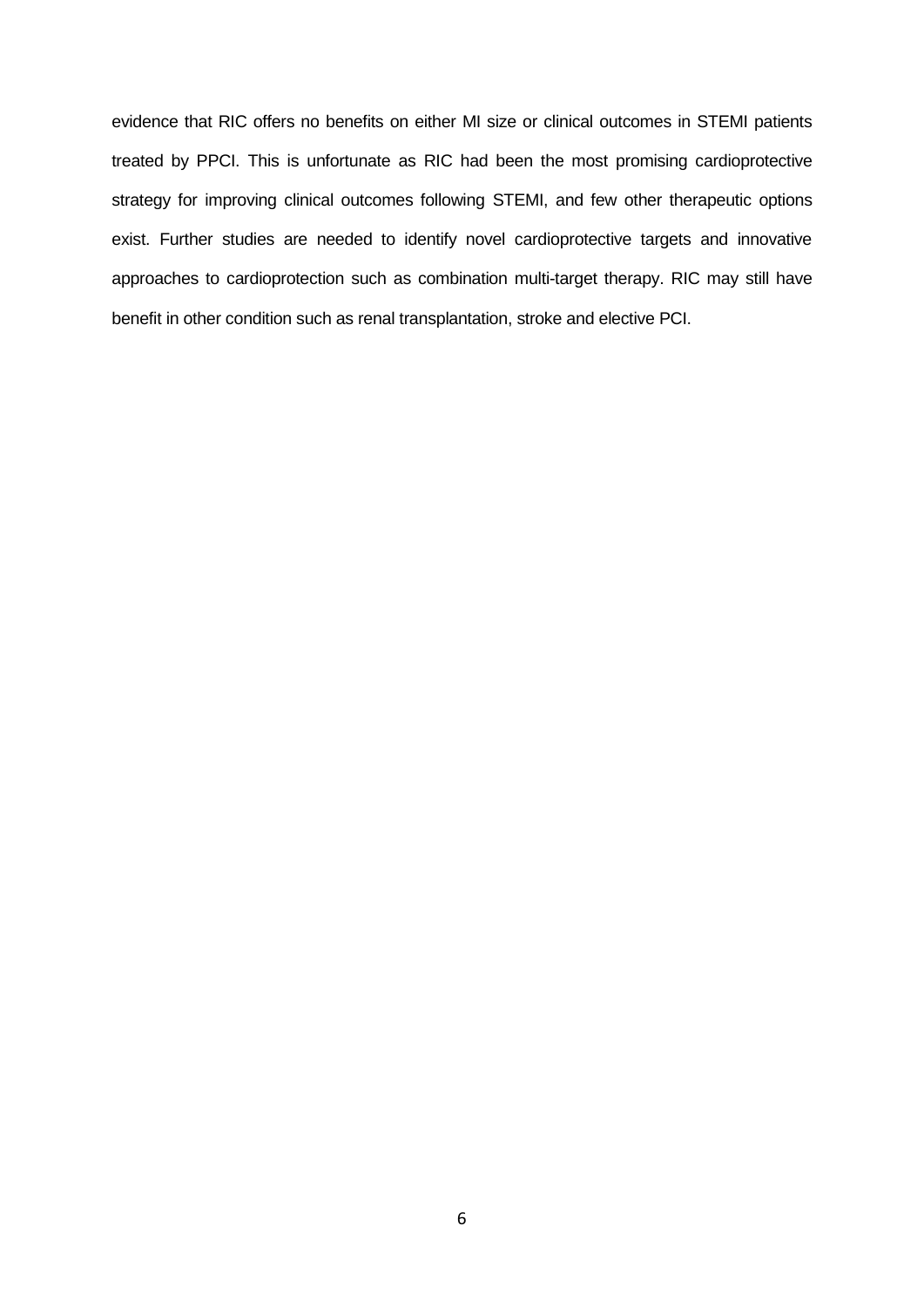evidence that RIC offers no benefits on either MI size or clinical outcomes in STEMI patients treated by PPCI. This is unfortunate as RIC had been the most promising cardioprotective strategy for improving clinical outcomes following STEMI, and few other therapeutic options exist. Further studies are needed to identify novel cardioprotective targets and innovative approaches to cardioprotection such as combination multi-target therapy. RIC may still have benefit in other condition such as renal transplantation, stroke and elective PCI.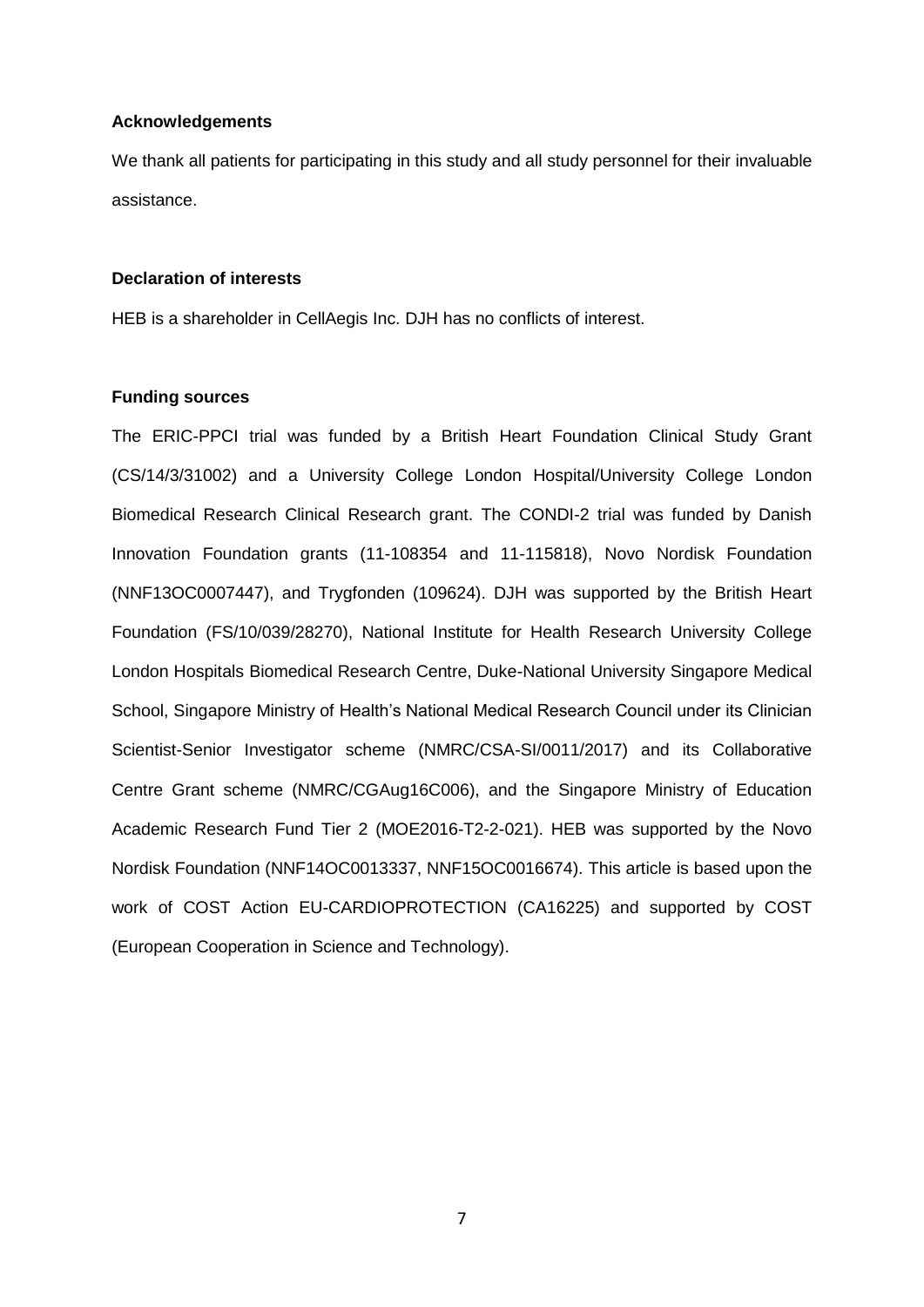## Acknowledgements

We thank all patients for participating in this study and all study personnel for their invaluable assistance.

## Declaration of interests

HEB is a shareholder in CellAegis Inc. DJH has no conflicts of interest.

## Funding sources

The ERIC-PPCI trial was funded by a British Heart Foundation Clinical Study Grant (CS/14/3/31002) and a University College London Hospital/University College London Biomedical Research Clinical Research grant. The CONDI-2 trial was funded by Danish Innovation Foundation grants (11-108354 and 11-115818), Novo Nordisk Foundation (NNF13OC0007447), and Trygfonden (109624). DJH was supported by the British Heart Foundation (FS/10/039/28270), National Institute for Health Research University College London Hospitals Biomedical Research Centre, Duke-National University Singapore Medical School, Singapore Ministry of Health's National Medical Research Council under its Clinician Scientist-Senior Investigator scheme (NMRC/CSA-SI/0011/2017) and its Collaborative Centre Grant scheme (NMRC/CGAug16C006), and the Singapore Ministry of Education Academic Research Fund Tier 2 (MOE2016-T2-2-021). HEB was supported by the Novo Nordisk Foundation (NNF14OC0013337, NNF15OC0016674). This article is based upon the work of COST Action EU-CARDIOPROTECTION (CA16225) and supported by COST (European Cooperation in Science and Technology).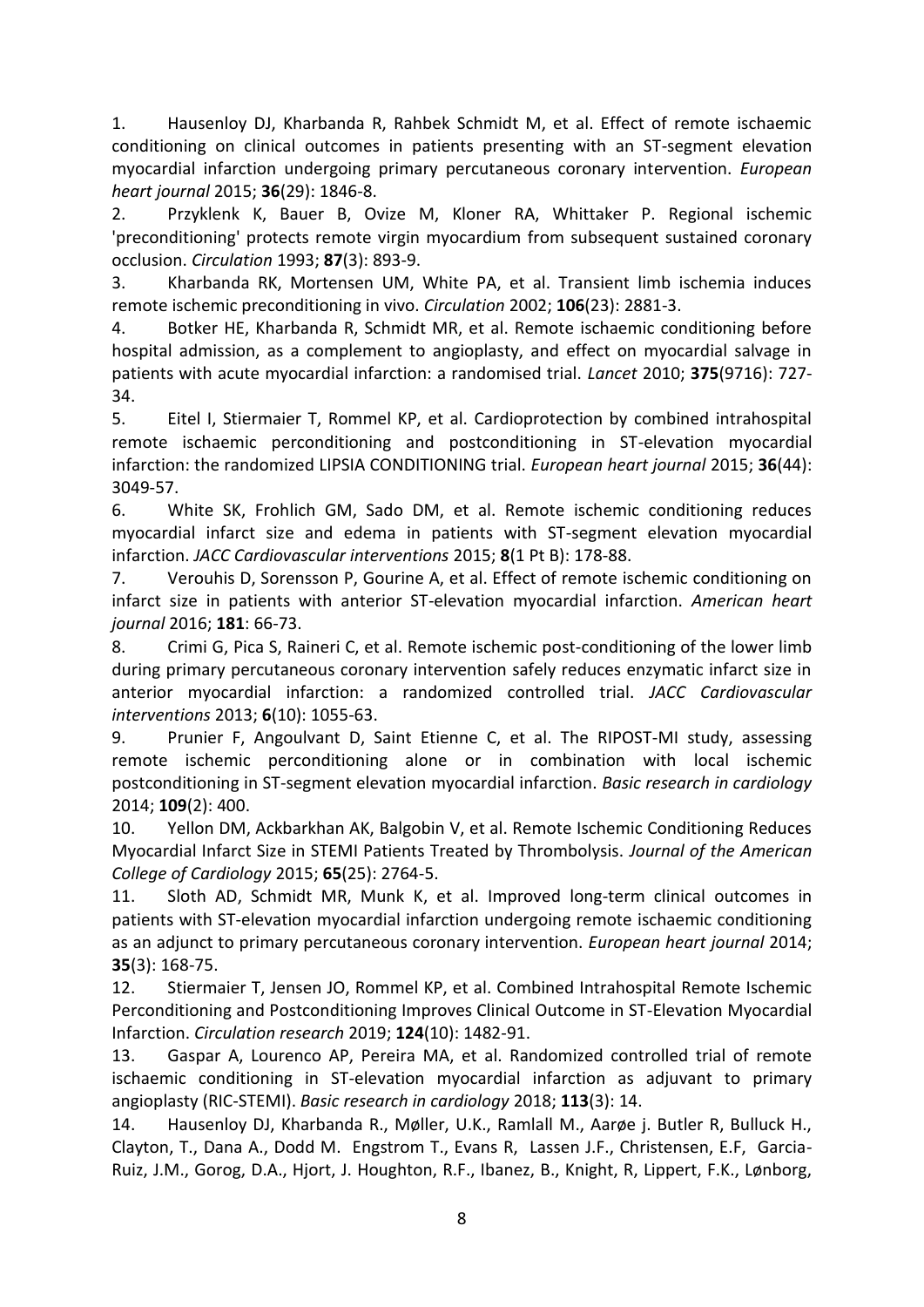1. Hausenloy DJ, Kharbanda R, Rahbek Schmidt M, et al. Effect of remote ischaemic conditioning on clinical outcomes in patients presenting with an ST-segment elevation myocardial infarction undergoing primary percutaneous coronary intervention. *European heart journal* 2015; **36**(29): 1846-8.
2. Przyklenk K, Bauer B, Ovize M, Kloner RA, Whittaker P. Regional ischemic 'preconditioning' protects remote virgin myocardium from subsequent sustained coronary occlusion. *Circulation* 1993; **87**(3): 893-9.
3. Kharbanda RK, Mortensen UM, White PA, et al. Transient limb ischemia induces remote ischemic preconditioning in vivo. *Circulation* 2002; **106**(23): 2881-3.
4. Botker HE, Kharbanda R, Schmidt MR, et al. Remote ischaemic conditioning before hospital admission, as a complement to angioplasty, and effect on myocardial salvage in patients with acute myocardial infarction: a randomised trial. *Lancet* 2010; **375**(9716): 727-34.
5. Eitel I, Stiermaier T, Rommel KP, et al. Cardioprotection by combined intrahospital remote ischaemic perconditioning and postconditioning in ST-elevation myocardial infarction: the randomized LIPSIA CONDITIONING trial. *European heart journal* 2015; **36**(44): 3049-57.
6. White SK, Frohlich GM, Sado DM, et al. Remote ischemic conditioning reduces myocardial infarct size and edema in patients with ST-segment elevation myocardial infarction. *JACC Cardiovascular interventions* 2015; **8**(1 Pt B): 178-88.
7. Verouhis D, Sorensson P, Gourine A, et al. Effect of remote ischemic conditioning on infarct size in patients with anterior ST-elevation myocardial infarction. *American heart journal* 2016; **181**: 66-73.
8. Crimi G, Pica S, Raineri C, et al. Remote ischemic post-conditioning of the lower limb during primary percutaneous coronary intervention safely reduces enzymatic infarct size in anterior myocardial infarction: a randomized controlled trial. *JACC Cardiovascular interventions* 2013; **6**(10): 1055-63.
9. Prunier F, Angoulvant D, Saint Etienne C, et al. The RIPOST-MI study, assessing remote ischemic perconditioning alone or in combination with local ischemic postconditioning in ST-segment elevation myocardial infarction. *Basic research in cardiology* 2014; **109**(2): 400.
10. Yellon DM, Ackbarkhan AK, Balgobin V, et al. Remote Ischemic Conditioning Reduces Myocardial Infarct Size in STEMI Patients Treated by Thrombolysis. *Journal of the American College of Cardiology* 2015; **65**(25): 2764-5.
11. Sloth AD, Schmidt MR, Munk K, et al. Improved long-term clinical outcomes in patients with ST-elevation myocardial infarction undergoing remote ischaemic conditioning as an adjunct to primary percutaneous coronary intervention. *European heart journal* 2014; **35**(3): 168-75.
12. Stiermaier T, Jensen JO, Rommel KP, et al. Combined Intrahospital Remote Ischemic Perconditioning and Postconditioning Improves Clinical Outcome in ST-Elevation Myocardial Infarction. *Circulation research* 2019; **124**(10): 1482-91.
13. Gaspar A, Lourenco AP, Pereira MA, et al. Randomized controlled trial of remote ischaemic conditioning in ST-elevation myocardial infarction as adjuvant to primary angioplasty (RIC-STEMI). *Basic research in cardiology* 2018; **113**(3): 14.
14. Hausenloy DJ, Kharbanda R., Møller, U.K., Ramlall M., Aarøe j. Butler R, Bulluck H., Clayton, T., Dana A., Dodd M. Engstrom T., Evans R, Lassen J.F., Christensen, E.F, Garcia-Ruiz, J.M., Gorog, D.A., Hjort, J. Houghton, R.F., Ibanez, B., Knight, R, Lippert, F.K., Lønborg,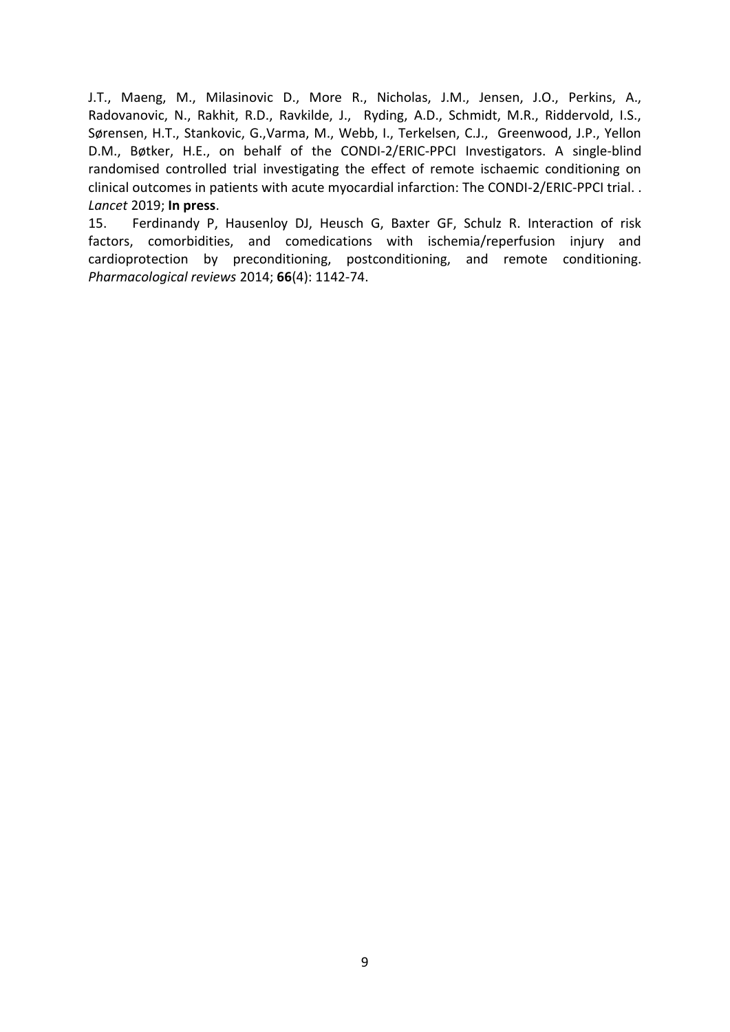J.T., Maeng, M., Milasinovic D., More R., Nicholas, J.M., Jensen, J.O., Perkins, A., Radovanovic, N., Rakhit, R.D., Ravkilde, J., Ryding, A.D., Schmidt, M.R., Riddervold, I.S., Sørensen, H.T., Stankovic, G.,Varma, M., Webb, I., Terkelsen, C.J., Greenwood, J.P., Yellon D.M., Bøtker, H.E., on behalf of the CONDI-2/ERIC-PPCI Investigators. A single-blind randomised controlled trial investigating the effect of remote ischaemic conditioning on clinical outcomes in patients with acute myocardial infarction: The CONDI-2/ERIC-PPCI trial. . *Lancet* 2019; **In press**.

15. Ferdinandy P, Hausenloy DJ, Heusch G, Baxter GF, Schulz R. Interaction of risk factors, comorbidities, and comedications with ischemia/reperfusion injury and cardioprotection by preconditioning, postconditioning, and remote conditioning. *Pharmacological reviews* 2014; **66**(4): 1142-74.